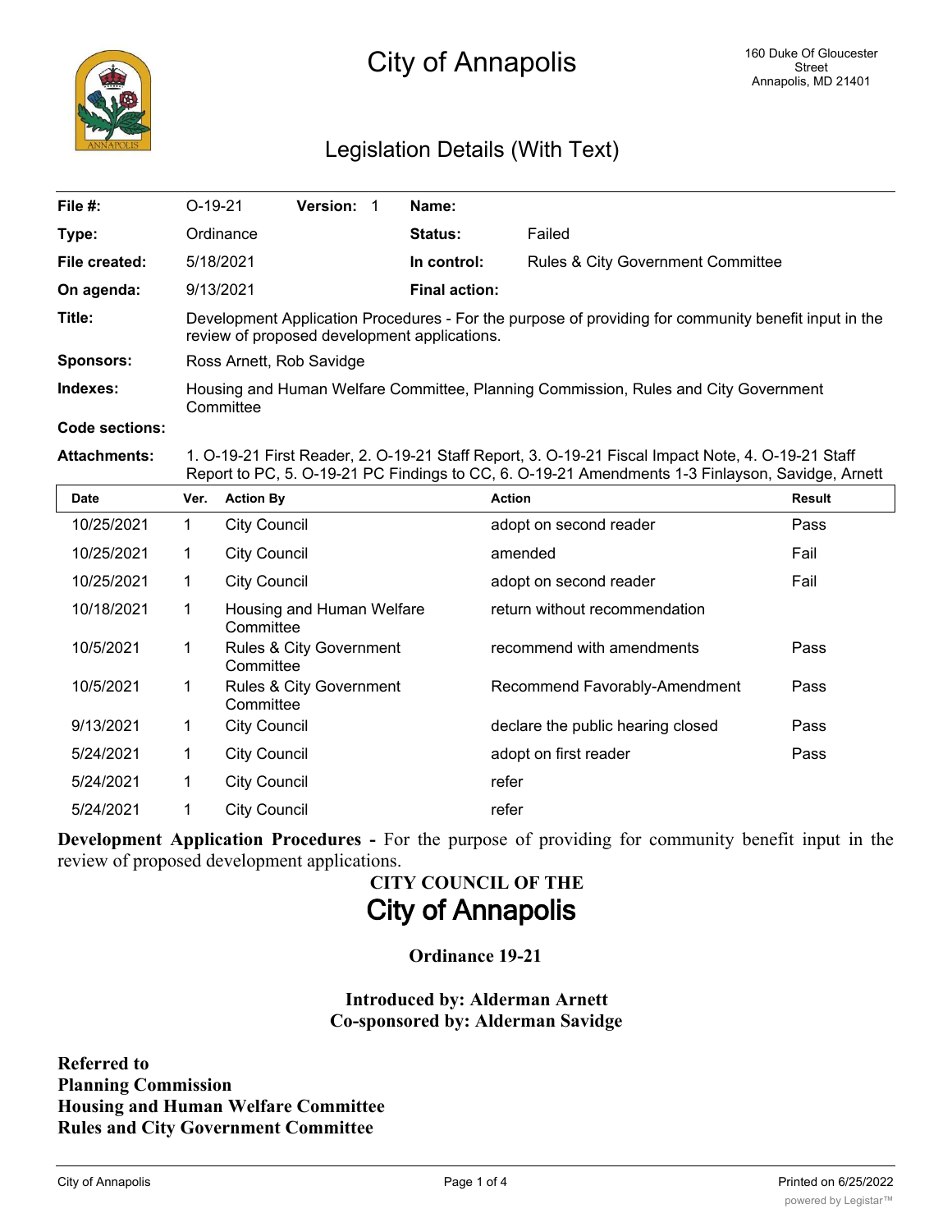# City of Annapolis

160 Duke Of Gloucester Street
Annapolis, MD 21401

## Legislation Details (With Text)

| | | | | | |
|---|---|---|---|---|---|
| **File #:** | O-19-21 | **Version:** 1 | | **Name:** | |
| **Type:** | Ordinance | | | **Status:** | Failed |
| **File created:** | 5/18/2021 | | | **In control:** | Rules & City Government Committee |
| **On agenda:** | 9/13/2021 | | | **Final action:** | |

**Title:** Development Application Procedures - For the purpose of providing for community benefit input in the review of proposed development applications.

**Sponsors:** Ross Arnett, Rob Savidge

**Indexes:** Housing and Human Welfare Committee, Planning Commission, Rules and City Government Committee

**Code sections:**

**Attachments:** 1. O-19-21 First Reader, 2. O-19-21 Staff Report, 3. O-19-21 Fiscal Impact Note, 4. O-19-21 Staff Report to PC, 5. O-19-21 PC Findings to CC, 6. O-19-21 Amendments 1-3 Finlayson, Savidge, Arnett

| Date | Ver. | Action By | Action | Result |
|---|---|---|---|---|
| 10/25/2021 | 1 | City Council | adopt on second reader | Pass |
| 10/25/2021 | 1 | City Council | amended | Fail |
| 10/25/2021 | 1 | City Council | adopt on second reader | Fail |
| 10/18/2021 | 1 | Housing and Human Welfare Committee | return without recommendation | |
| 10/5/2021 | 1 | Rules & City Government Committee | recommend with amendments | Pass |
| 10/5/2021 | 1 | Rules & City Government Committee | Recommend Favorably-Amendment | Pass |
| 9/13/2021 | 1 | City Council | declare the public hearing closed | Pass |
| 5/24/2021 | 1 | City Council | adopt on first reader | Pass |
| 5/24/2021 | 1 | City Council | refer | |
| 5/24/2021 | 1 | City Council | refer | |

**Development Application Procedures -** For the purpose of providing for community benefit input in the review of proposed development applications.

**CITY COUNCIL OF THE**

**City of Annapolis**

**Ordinance 19-21**

**Introduced by: Alderman Arnett**
**Co-sponsored by: Alderman Savidge**

**Referred to**
**Planning Commission**
**Housing and Human Welfare Committee**
**Rules and City Government Committee**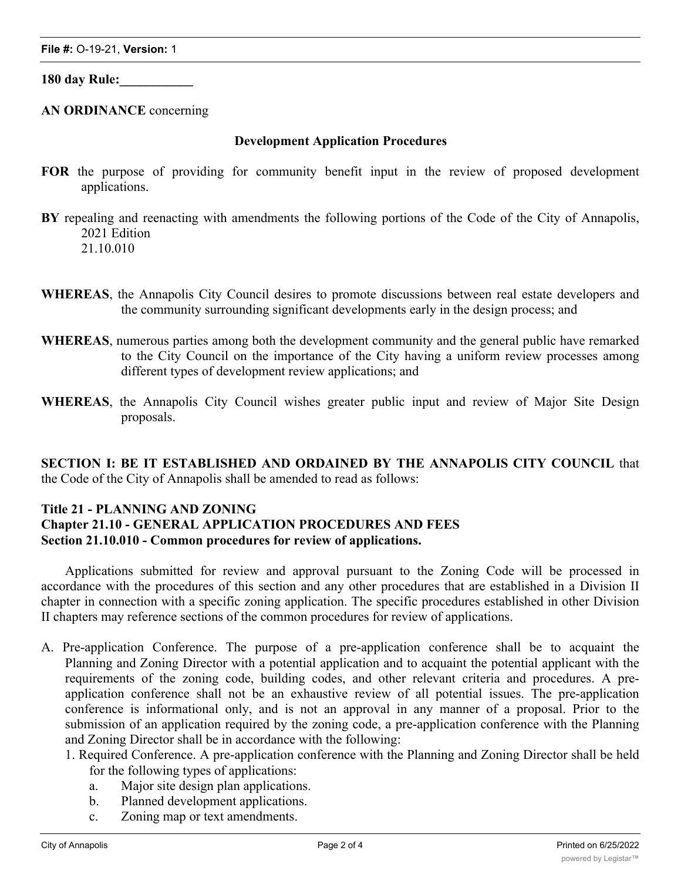**File #:** O-19-21, **Version:** 1

**180 day Rule:**___________

**AN ORDINANCE** concerning

**Development Application Procedures**

**FOR** the purpose of providing for community benefit input in the review of proposed development applications.

**BY** repealing and reenacting with amendments the following portions of the Code of the City of Annapolis, 2021 Edition
21.10.010

**WHEREAS**, the Annapolis City Council desires to promote discussions between real estate developers and the community surrounding significant developments early in the design process; and

**WHEREAS**, numerous parties among both the development community and the general public have remarked to the City Council on the importance of the City having a uniform review processes among different types of development review applications; and

**WHEREAS**, the Annapolis City Council wishes greater public input and review of Major Site Design proposals.

**SECTION I: BE IT ESTABLISHED AND ORDAINED BY THE ANNAPOLIS CITY COUNCIL** that the Code of the City of Annapolis shall be amended to read as follows:

**Title 21 - PLANNING AND ZONING**
**Chapter 21.10 - GENERAL APPLICATION PROCEDURES AND FEES**
**Section 21.10.010 - Common procedures for review of applications.**

Applications submitted for review and approval pursuant to the Zoning Code will be processed in accordance with the procedures of this section and any other procedures that are established in a Division II chapter in connection with a specific zoning application. The specific procedures established in other Division II chapters may reference sections of the common procedures for review of applications.

A. Pre-application Conference. The purpose of a pre-application conference shall be to acquaint the Planning and Zoning Director with a potential application and to acquaint the potential applicant with the requirements of the zoning code, building codes, and other relevant criteria and procedures. A pre-application conference shall not be an exhaustive review of all potential issues. The pre-application conference is informational only, and is not an approval in any manner of a proposal. Prior to the submission of an application required by the zoning code, a pre-application conference with the Planning and Zoning Director shall be in accordance with the following:
   1. Required Conference. A pre-application conference with the Planning and Zoning Director shall be held for the following types of applications:
      a. Major site design plan applications.
      b. Planned development applications.
      c. Zoning map or text amendments.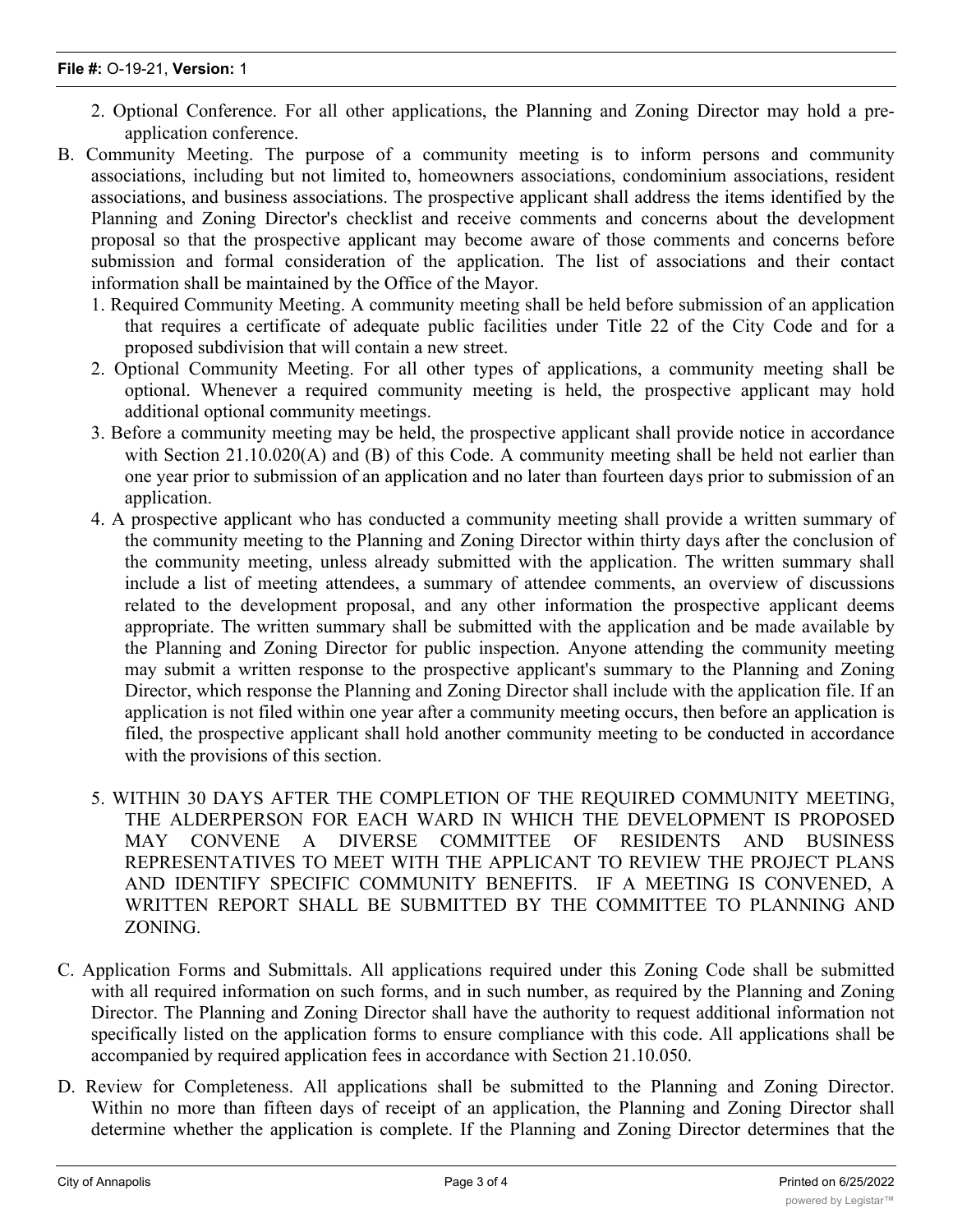2. Optional Conference. For all other applications, the Planning and Zoning Director may hold a pre-application conference.

B. Community Meeting. The purpose of a community meeting is to inform persons and community associations, including but not limited to, homeowners associations, condominium associations, resident associations, and business associations. The prospective applicant shall address the items identified by the Planning and Zoning Director's checklist and receive comments and concerns about the development proposal so that the prospective applicant may become aware of those comments and concerns before submission and formal consideration of the application. The list of associations and their contact information shall be maintained by the Office of the Mayor.

1. Required Community Meeting. A community meeting shall be held before submission of an application that requires a certificate of adequate public facilities under Title 22 of the City Code and for a proposed subdivision that will contain a new street.
2. Optional Community Meeting. For all other types of applications, a community meeting shall be optional. Whenever a required community meeting is held, the prospective applicant may hold additional optional community meetings.
3. Before a community meeting may be held, the prospective applicant shall provide notice in accordance with Section 21.10.020(A) and (B) of this Code. A community meeting shall be held not earlier than one year prior to submission of an application and no later than fourteen days prior to submission of an application.
4. A prospective applicant who has conducted a community meeting shall provide a written summary of the community meeting to the Planning and Zoning Director within thirty days after the conclusion of the community meeting, unless already submitted with the application. The written summary shall include a list of meeting attendees, a summary of attendee comments, an overview of discussions related to the development proposal, and any other information the prospective applicant deems appropriate. The written summary shall be submitted with the application and be made available by the Planning and Zoning Director for public inspection. Anyone attending the community meeting may submit a written response to the prospective applicant's summary to the Planning and Zoning Director, which response the Planning and Zoning Director shall include with the application file. If an application is not filed within one year after a community meeting occurs, then before an application is filed, the prospective applicant shall hold another community meeting to be conducted in accordance with the provisions of this section.
5. WITHIN 30 DAYS AFTER THE COMPLETION OF THE REQUIRED COMMUNITY MEETING, THE ALDERPERSON FOR EACH WARD IN WHICH THE DEVELOPMENT IS PROPOSED MAY CONVENE A DIVERSE COMMITTEE OF RESIDENTS AND BUSINESS REPRESENTATIVES TO MEET WITH THE APPLICANT TO REVIEW THE PROJECT PLANS AND IDENTIFY SPECIFIC COMMUNITY BENEFITS. IF A MEETING IS CONVENED, A WRITTEN REPORT SHALL BE SUBMITTED BY THE COMMITTEE TO PLANNING AND ZONING.

C. Application Forms and Submittals. All applications required under this Zoning Code shall be submitted with all required information on such forms, and in such number, as required by the Planning and Zoning Director. The Planning and Zoning Director shall have the authority to request additional information not specifically listed on the application forms to ensure compliance with this code. All applications shall be accompanied by required application fees in accordance with Section 21.10.050.

D. Review for Completeness. All applications shall be submitted to the Planning and Zoning Director. Within no more than fifteen days of receipt of an application, the Planning and Zoning Director shall determine whether the application is complete. If the Planning and Zoning Director determines that the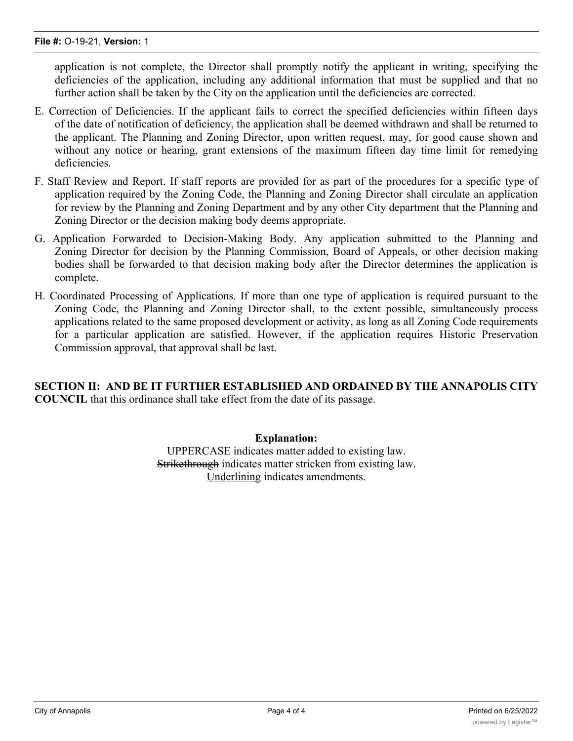application is not complete, the Director shall promptly notify the applicant in writing, specifying the deficiencies of the application, including any additional information that must be supplied and that no further action shall be taken by the City on the application until the deficiencies are corrected.

E. Correction of Deficiencies. If the applicant fails to correct the specified deficiencies within fifteen days of the date of notification of deficiency, the application shall be deemed withdrawn and shall be returned to the applicant. The Planning and Zoning Director, upon written request, may, for good cause shown and without any notice or hearing, grant extensions of the maximum fifteen day time limit for remedying deficiencies.

F. Staff Review and Report. If staff reports are provided for as part of the procedures for a specific type of application required by the Zoning Code, the Planning and Zoning Director shall circulate an application for review by the Planning and Zoning Department and by any other City department that the Planning and Zoning Director or the decision making body deems appropriate.

G. Application Forwarded to Decision-Making Body. Any application submitted to the Planning and Zoning Director for decision by the Planning Commission, Board of Appeals, or other decision making bodies shall be forwarded to that decision making body after the Director determines the application is complete.

H. Coordinated Processing of Applications. If more than one type of application is required pursuant to the Zoning Code, the Planning and Zoning Director shall, to the extent possible, simultaneously process applications related to the same proposed development or activity, as long as all Zoning Code requirements for a particular application are satisfied. However, if the application requires Historic Preservation Commission approval, that approval shall be last.

**SECTION II: AND BE IT FURTHER ESTABLISHED AND ORDAINED BY THE ANNAPOLIS CITY COUNCIL** that this ordinance shall take effect from the date of its passage.

**Explanation:**

UPPERCASE indicates matter added to existing law.
~~Strikethrough~~ indicates matter stricken from existing law.
<u>Underlining</u> indicates amendments.